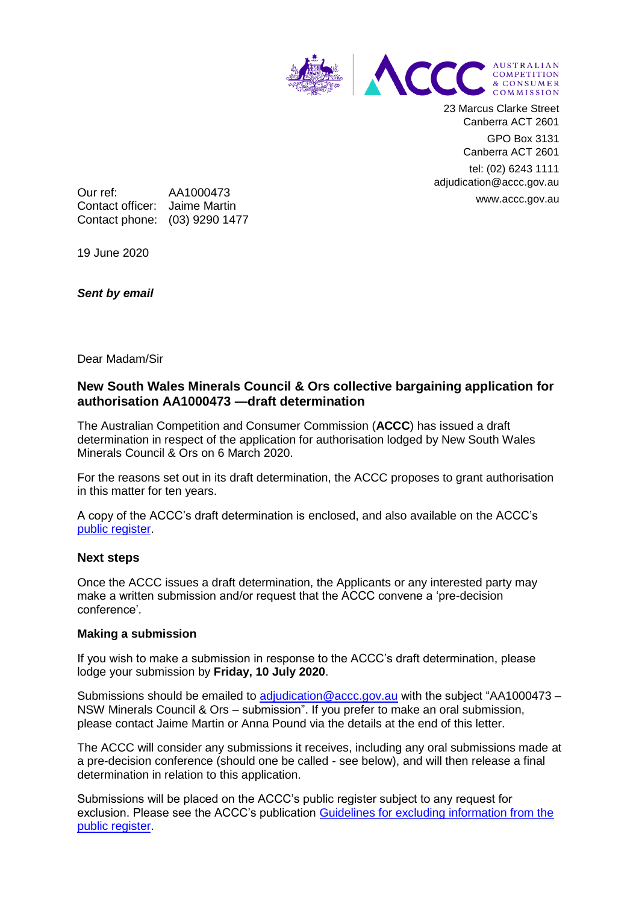AUSTRALIAN COMPETITION & CONSUMER COMMISSION

23 Marcus Clarke Street
Canberra ACT 2601

GPO Box 3131
Canberra ACT 2601

tel: (02) 6243 1111
adjudication@accc.gov.au

www.accc.gov.au

Our ref: AA1000473
Contact officer: Jaime Martin
Contact phone: (03) 9290 1477

19 June 2020

***Sent by email***

Dear Madam/Sir

## New South Wales Minerals Council & Ors collective bargaining application for authorisation AA1000473 —draft determination

The Australian Competition and Consumer Commission (**ACCC**) has issued a draft determination in respect of the application for authorisation lodged by New South Wales Minerals Council & Ors on 6 March 2020.

For the reasons set out in its draft determination, the ACCC proposes to grant authorisation in this matter for ten years.

A copy of the ACCC's draft determination is enclosed, and also available on the ACCC's [public register](public register).

### Next steps

Once the ACCC issues a draft determination, the Applicants or any interested party may make a written submission and/or request that the ACCC convene a 'pre-decision conference'.

#### Making a submission

If you wish to make a submission in response to the ACCC's draft determination, please lodge your submission by **Friday, 10 July 2020**.

Submissions should be emailed to adjudication@accc.gov.au with the subject "AA1000473 – NSW Minerals Council & Ors – submission". If you prefer to make an oral submission, please contact Jaime Martin or Anna Pound via the details at the end of this letter.

The ACCC will consider any submissions it receives, including any oral submissions made at a pre-decision conference (should one be called - see below), and will then release a final determination in relation to this application.

Submissions will be placed on the ACCC's public register subject to any request for exclusion. Please see the ACCC's publication Guidelines for excluding information from the public register.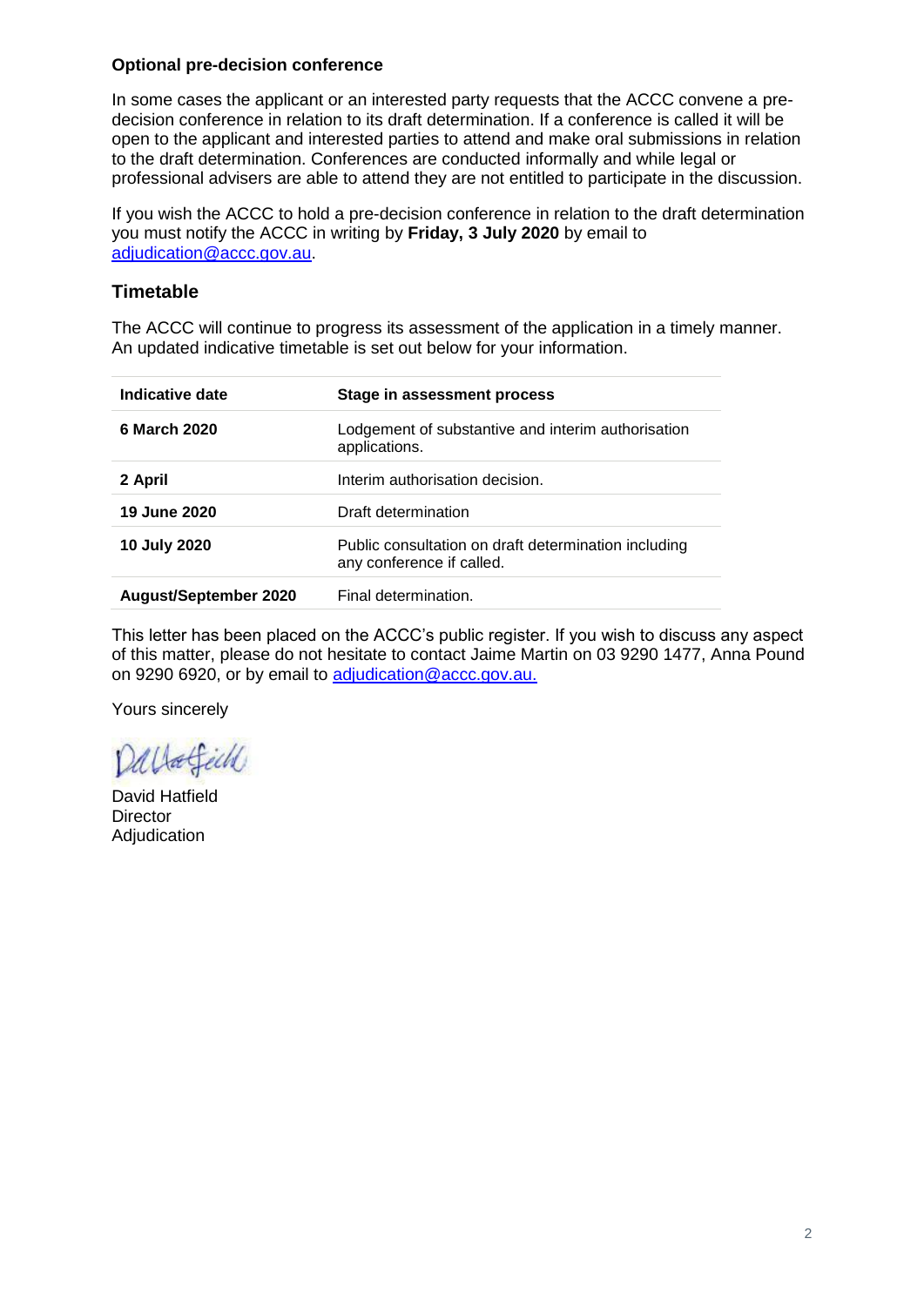**Optional pre-decision conference**

In some cases the applicant or an interested party requests that the ACCC convene a pre-decision conference in relation to its draft determination. If a conference is called it will be open to the applicant and interested parties to attend and make oral submissions in relation to the draft determination. Conferences are conducted informally and while legal or professional advisers are able to attend they are not entitled to participate in the discussion.

If you wish the ACCC to hold a pre-decision conference in relation to the draft determination you must notify the ACCC in writing by **Friday, 3 July 2020** by email to adjudication@accc.gov.au.

## Timetable

The ACCC will continue to progress its assessment of the application in a timely manner. An updated indicative timetable is set out below for your information.

| Indicative date | Stage in assessment process |
|---|---|
| **6 March 2020** | Lodgement of substantive and interim authorisation applications. |
| **2 April** | Interim authorisation decision. |
| **19 June 2020** | Draft determination |
| **10 July 2020** | Public consultation on draft determination including any conference if called. |
| **August/September 2020** | Final determination. |

This letter has been placed on the ACCC's public register. If you wish to discuss any aspect of this matter, please do not hesitate to contact Jaime Martin on 03 9290 1477, Anna Pound on 9290 6920, or by email to adjudication@accc.gov.au.

Yours sincerely

David Hatfield
Director
Adjudication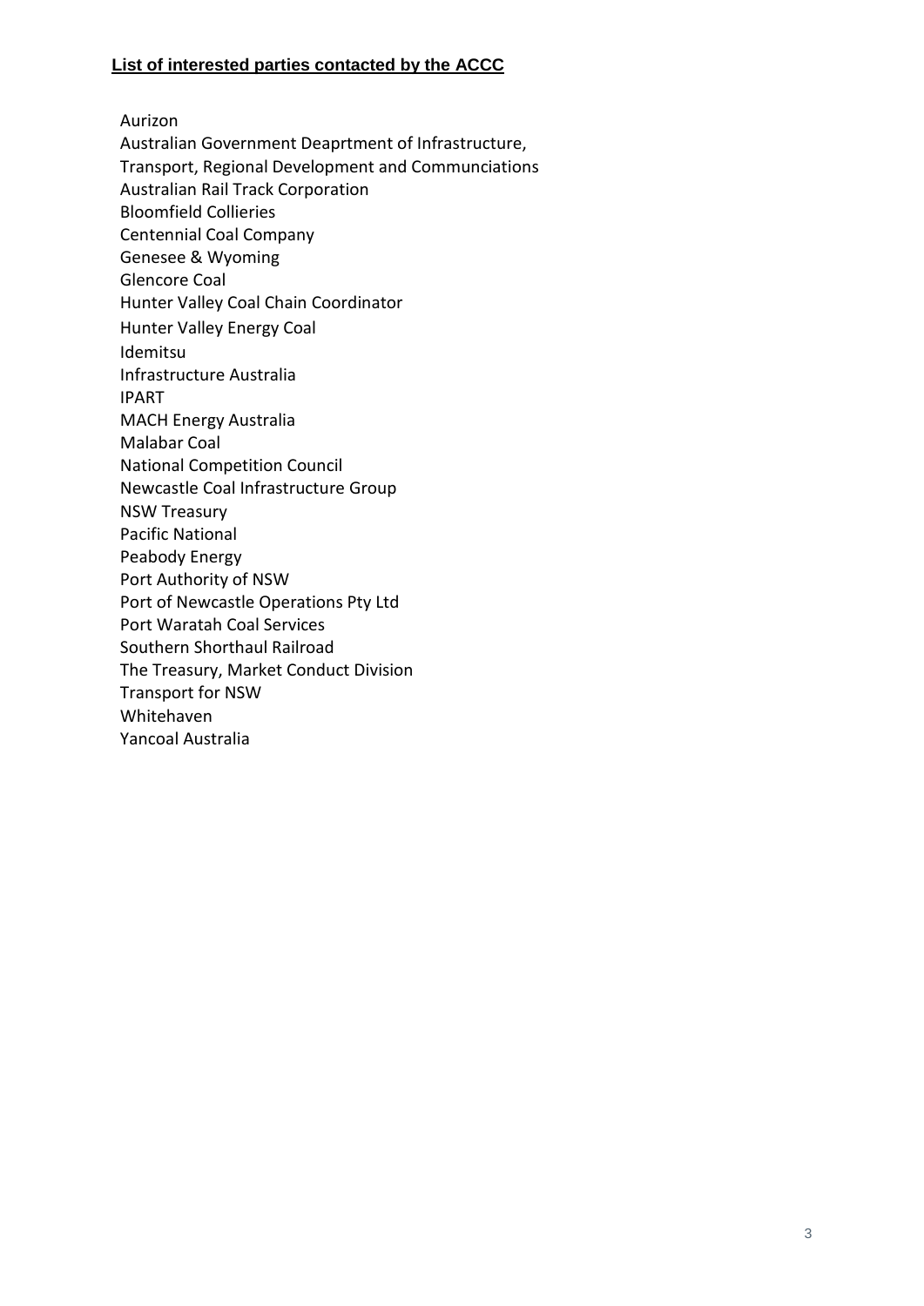**List of interested parties contacted by the ACCC**

Aurizon
Australian Government Deaprtment of Infrastructure, Transport, Regional Development and Communciations
Australian Rail Track Corporation
Bloomfield Collieries
Centennial Coal Company
Genesee & Wyoming
Glencore Coal
Hunter Valley Coal Chain Coordinator
Hunter Valley Energy Coal
Idemitsu
Infrastructure Australia
IPART
MACH Energy Australia
Malabar Coal
National Competition Council
Newcastle Coal Infrastructure Group
NSW Treasury
Pacific National
Peabody Energy
Port Authority of NSW
Port of Newcastle Operations Pty Ltd
Port Waratah Coal Services
Southern Shorthaul Railroad
The Treasury, Market Conduct Division
Transport for NSW
Whitehaven
Yancoal Australia